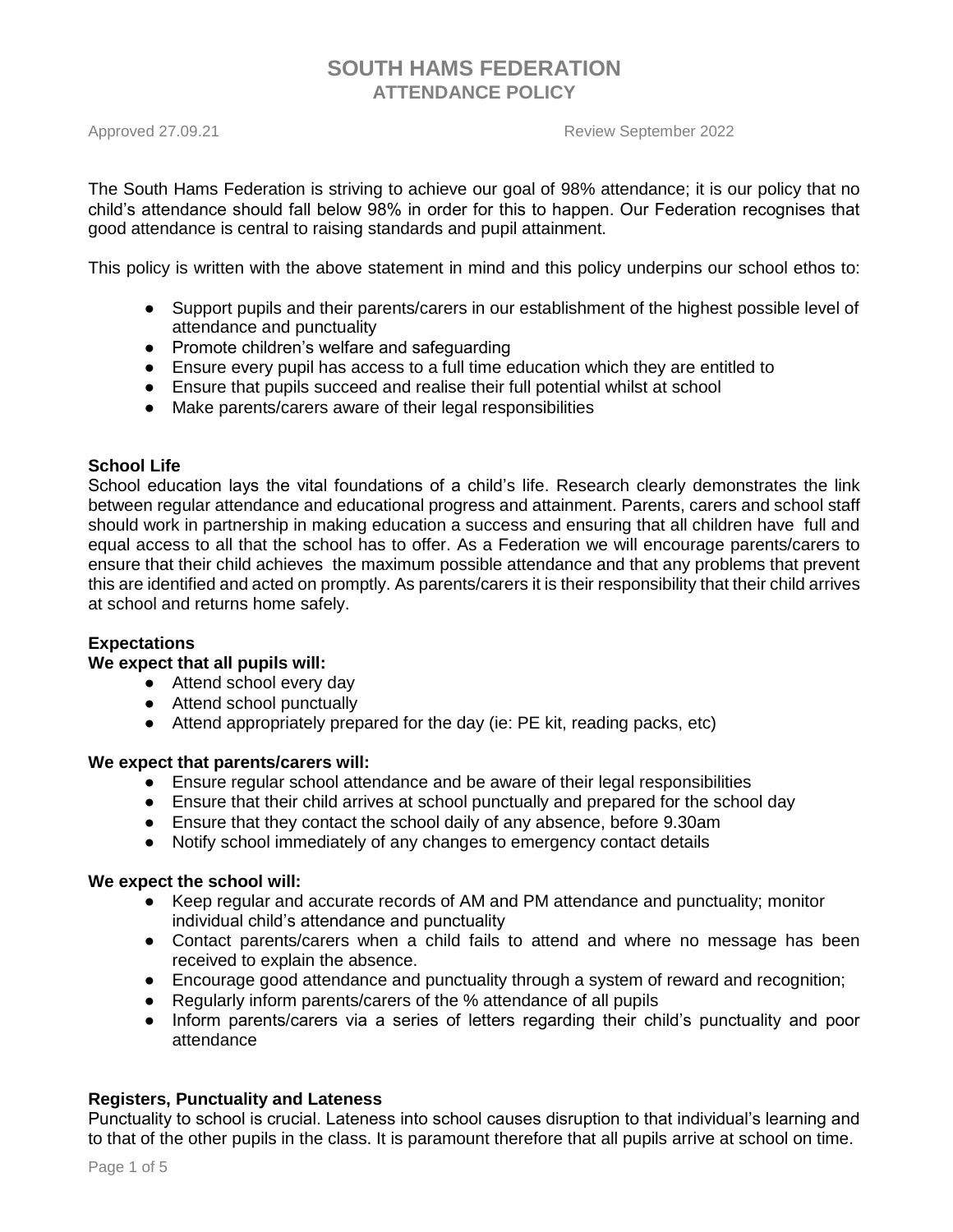# SOUTH HAMS FEDERATION
## ATTENDANCE POLICY

Approved 27.09.21 Review September 2022

The South Hams Federation is striving to achieve our goal of 98% attendance; it is our policy that no child's attendance should fall below 98% in order for this to happen. Our Federation recognises that good attendance is central to raising standards and pupil attainment.

This policy is written with the above statement in mind and this policy underpins our school ethos to:

- Support pupils and their parents/carers in our establishment of the highest possible level of attendance and punctuality
- Promote children's welfare and safeguarding
- Ensure every pupil has access to a full time education which they are entitled to
- Ensure that pupils succeed and realise their full potential whilst at school
- Make parents/carers aware of their legal responsibilities

**School Life**

School education lays the vital foundations of a child's life. Research clearly demonstrates the link between regular attendance and educational progress and attainment. Parents, carers and school staff should work in partnership in making education a success and ensuring that all children have full and equal access to all that the school has to offer. As a Federation we will encourage parents/carers to ensure that their child achieves the maximum possible attendance and that any problems that prevent this are identified and acted on promptly. As parents/carers it is their responsibility that their child arrives at school and returns home safely.

**Expectations**

**We expect that all pupils will:**

- Attend school every day
- Attend school punctually
- Attend appropriately prepared for the day (ie: PE kit, reading packs, etc)

**We expect that parents/carers will:**

- Ensure regular school attendance and be aware of their legal responsibilities
- Ensure that their child arrives at school punctually and prepared for the school day
- Ensure that they contact the school daily of any absence, before 9.30am
- Notify school immediately of any changes to emergency contact details

**We expect the school will:**

- Keep regular and accurate records of AM and PM attendance and punctuality; monitor individual child's attendance and punctuality
- Contact parents/carers when a child fails to attend and where no message has been received to explain the absence.
- Encourage good attendance and punctuality through a system of reward and recognition;
- Regularly inform parents/carers of the % attendance of all pupils
- Inform parents/carers via a series of letters regarding their child's punctuality and poor attendance

**Registers, Punctuality and Lateness**

Punctuality to school is crucial. Lateness into school causes disruption to that individual's learning and to that of the other pupils in the class. It is paramount therefore that all pupils arrive at school on time.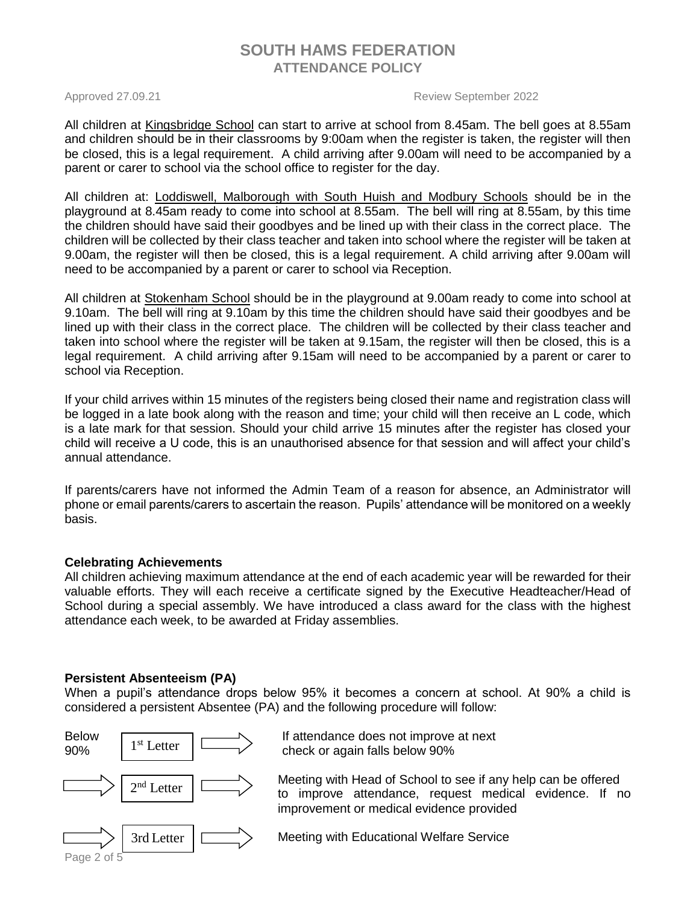All children at Kingsbridge School can start to arrive at school from 8.45am. The bell goes at 8.55am and children should be in their classrooms by 9:00am when the register is taken, the register will then be closed, this is a legal requirement. A child arriving after 9.00am will need to be accompanied by a parent or carer to school via the school office to register for the day.

All children at: Loddiswell, Malborough with South Huish and Modbury Schools should be in the playground at 8.45am ready to come into school at 8.55am. The bell will ring at 8.55am, by this time the children should have said their goodbyes and be lined up with their class in the correct place. The children will be collected by their class teacher and taken into school where the register will be taken at 9.00am, the register will then be closed, this is a legal requirement. A child arriving after 9.00am will need to be accompanied by a parent or carer to school via Reception.

All children at Stokenham School should be in the playground at 9.00am ready to come into school at 9.10am. The bell will ring at 9.10am by this time the children should have said their goodbyes and be lined up with their class in the correct place. The children will be collected by their class teacher and taken into school where the register will be taken at 9.15am, the register will then be closed, this is a legal requirement. A child arriving after 9.15am will need to be accompanied by a parent or carer to school via Reception.

If your child arrives within 15 minutes of the registers being closed their name and registration class will be logged in a late book along with the reason and time; your child will then receive an L code, which is a late mark for that session. Should your child arrive 15 minutes after the register has closed your child will receive a U code, this is an unauthorised absence for that session and will affect your child's annual attendance.

If parents/carers have not informed the Admin Team of a reason for absence, an Administrator will phone or email parents/carers to ascertain the reason. Pupils' attendance will be monitored on a weekly basis.

### Celebrating Achievements

All children achieving maximum attendance at the end of each academic year will be rewarded for their valuable efforts. They will each receive a certificate signed by the Executive Headteacher/Head of School during a special assembly. We have introduced a class award for the class with the highest attendance each week, to be awarded at Friday assemblies.

### Persistent Absenteeism (PA)

When a pupil's attendance drops below 95% it becomes a concern at school. At 90% a child is considered a persistent Absentee (PA) and the following procedure will follow:

- Below 90% → **1st Letter** → If attendance does not improve at next check or again falls below 90%
- → **2nd Letter** → Meeting with Head of School to see if any help can be offered to improve attendance, request medical evidence. If no improvement or medical evidence provided
- → **3rd Letter** → Meeting with Educational Welfare Service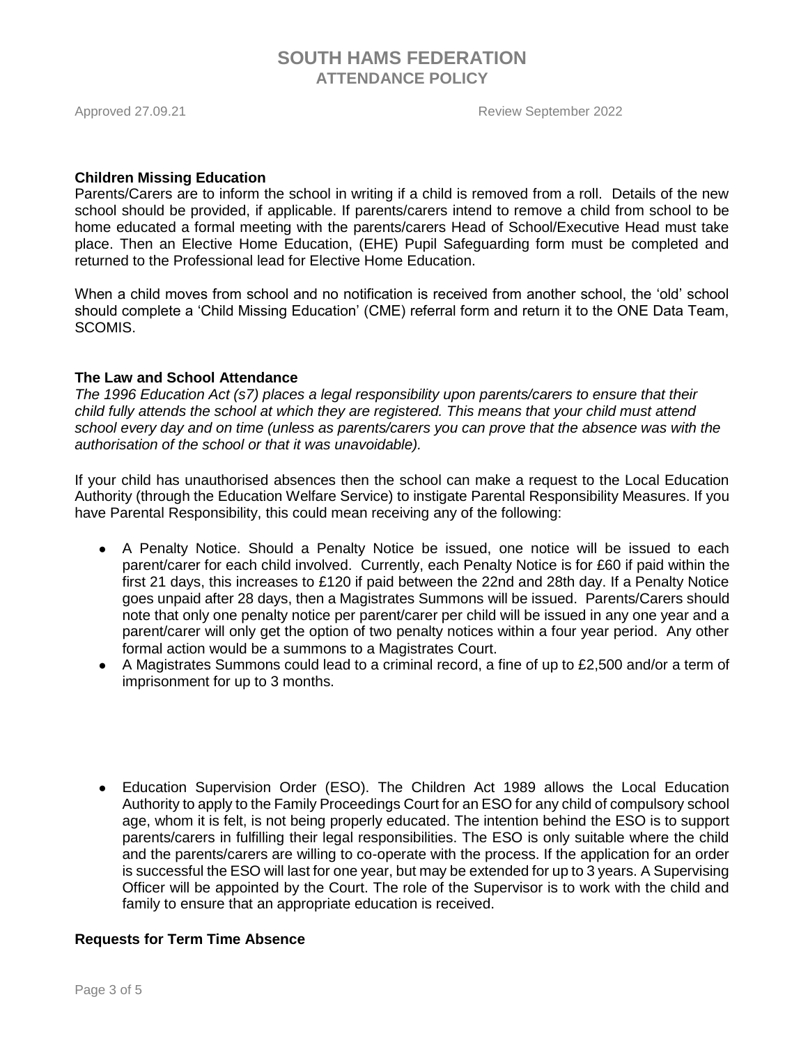### Children Missing Education

Parents/Carers are to inform the school in writing if a child is removed from a roll. Details of the new school should be provided, if applicable. If parents/carers intend to remove a child from school to be home educated a formal meeting with the parents/carers Head of School/Executive Head must take place. Then an Elective Home Education, (EHE) Pupil Safeguarding form must be completed and returned to the Professional lead for Elective Home Education.

When a child moves from school and no notification is received from another school, the 'old' school should complete a 'Child Missing Education' (CME) referral form and return it to the ONE Data Team, SCOMIS.

### The Law and School Attendance

*The 1996 Education Act (s7) places a legal responsibility upon parents/carers to ensure that their child fully attends the school at which they are registered. This means that your child must attend school every day and on time (unless as parents/carers you can prove that the absence was with the authorisation of the school or that it was unavoidable).*

If your child has unauthorised absences then the school can make a request to the Local Education Authority (through the Education Welfare Service) to instigate Parental Responsibility Measures. If you have Parental Responsibility, this could mean receiving any of the following:

- A Penalty Notice. Should a Penalty Notice be issued, one notice will be issued to each parent/carer for each child involved. Currently, each Penalty Notice is for £60 if paid within the first 21 days, this increases to £120 if paid between the 22nd and 28th day. If a Penalty Notice goes unpaid after 28 days, then a Magistrates Summons will be issued. Parents/Carers should note that only one penalty notice per parent/carer per child will be issued in any one year and a parent/carer will only get the option of two penalty notices within a four year period. Any other formal action would be a summons to a Magistrates Court.
- A Magistrates Summons could lead to a criminal record, a fine of up to £2,500 and/or a term of imprisonment for up to 3 months.
- Education Supervision Order (ESO). The Children Act 1989 allows the Local Education Authority to apply to the Family Proceedings Court for an ESO for any child of compulsory school age, whom it is felt, is not being properly educated. The intention behind the ESO is to support parents/carers in fulfilling their legal responsibilities. The ESO is only suitable where the child and the parents/carers are willing to co-operate with the process. If the application for an order is successful the ESO will last for one year, but may be extended for up to 3 years. A Supervising Officer will be appointed by the Court. The role of the Supervisor is to work with the child and family to ensure that an appropriate education is received.

### Requests for Term Time Absence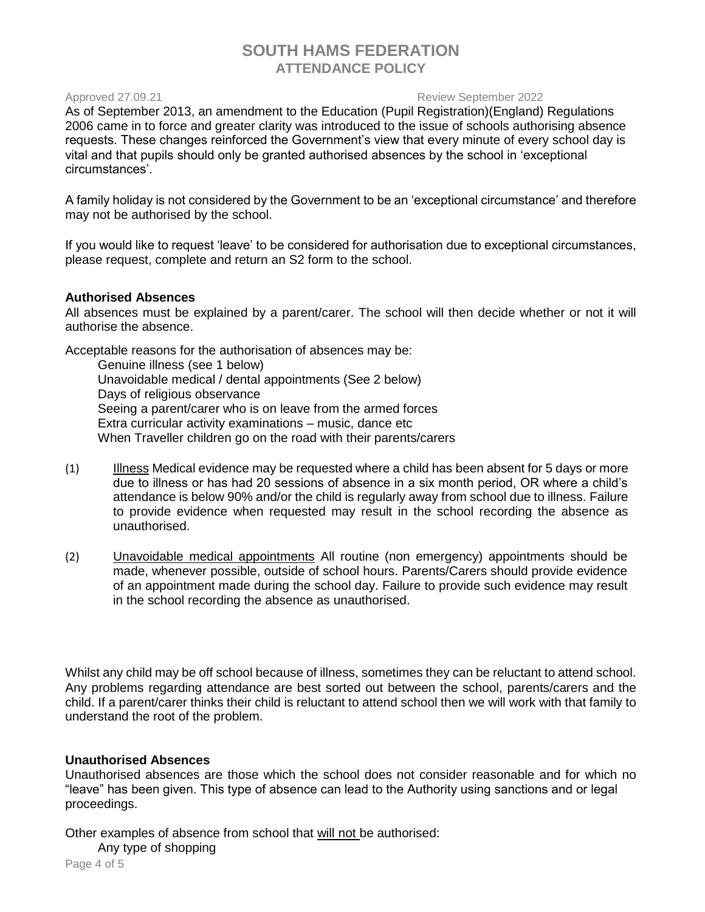As of September 2013, an amendment to the Education (Pupil Registration)(England) Regulations 2006 came in to force and greater clarity was introduced to the issue of schools authorising absence requests. These changes reinforced the Government's view that every minute of every school day is vital and that pupils should only be granted authorised absences by the school in 'exceptional circumstances'.

A family holiday is not considered by the Government to be an 'exceptional circumstance' and therefore may not be authorised by the school.

If you would like to request 'leave' to be considered for authorisation due to exceptional circumstances, please request, complete and return an S2 form to the school.

**Authorised Absences**

All absences must be explained by a parent/carer. The school will then decide whether or not it will authorise the absence.

Acceptable reasons for the authorisation of absences may be:

- Genuine illness (see 1 below)
- Unavoidable medical / dental appointments (See 2 below)
- Days of religious observance
- Seeing a parent/carer who is on leave from the armed forces
- Extra curricular activity examinations – music, dance etc
- When Traveller children go on the road with their parents/carers

(1) Illness Medical evidence may be requested where a child has been absent for 5 days or more due to illness or has had 20 sessions of absence in a six month period, OR where a child's attendance is below 90% and/or the child is regularly away from school due to illness. Failure to provide evidence when requested may result in the school recording the absence as unauthorised.

(2) Unavoidable medical appointments All routine (non emergency) appointments should be made, whenever possible, outside of school hours. Parents/Carers should provide evidence of an appointment made during the school day. Failure to provide such evidence may result in the school recording the absence as unauthorised.

Whilst any child may be off school because of illness, sometimes they can be reluctant to attend school. Any problems regarding attendance are best sorted out between the school, parents/carers and the child. If a parent/carer thinks their child is reluctant to attend school then we will work with that family to understand the root of the problem.

**Unauthorised Absences**

Unauthorised absences are those which the school does not consider reasonable and for which no "leave" has been given. This type of absence can lead to the Authority using sanctions and or legal proceedings.

Other examples of absence from school that will not be authorised:

- Any type of shopping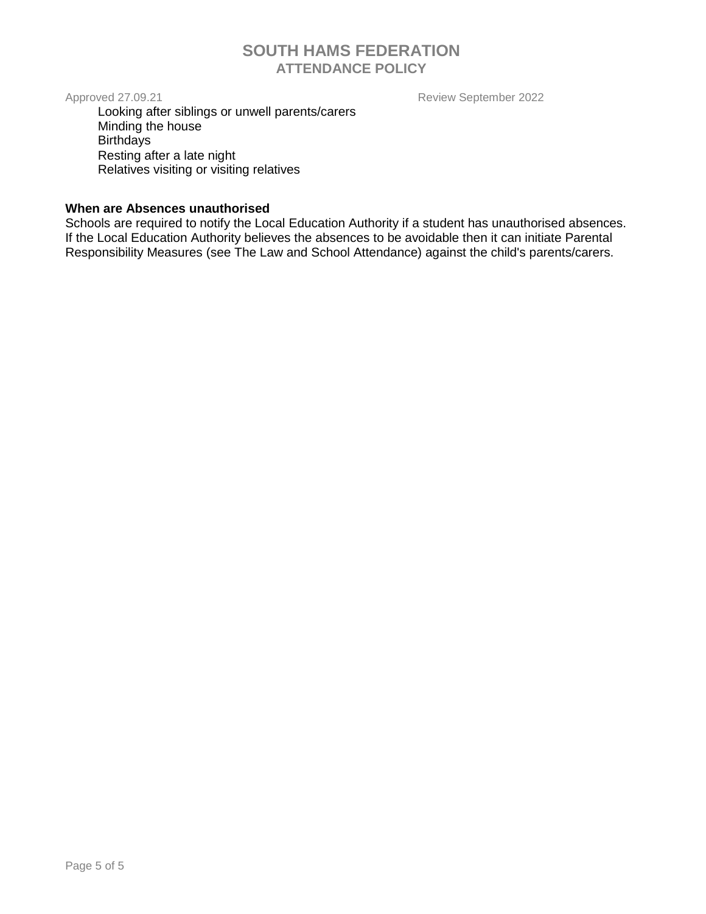- Looking after siblings or unwell parents/carers
- Minding the house
- Birthdays
- Resting after a late night
- Relatives visiting or visiting relatives

**When are Absences unauthorised**

Schools are required to notify the Local Education Authority if a student has unauthorised absences. If the Local Education Authority believes the absences to be avoidable then it can initiate Parental Responsibility Measures (see The Law and School Attendance) against the child's parents/carers.